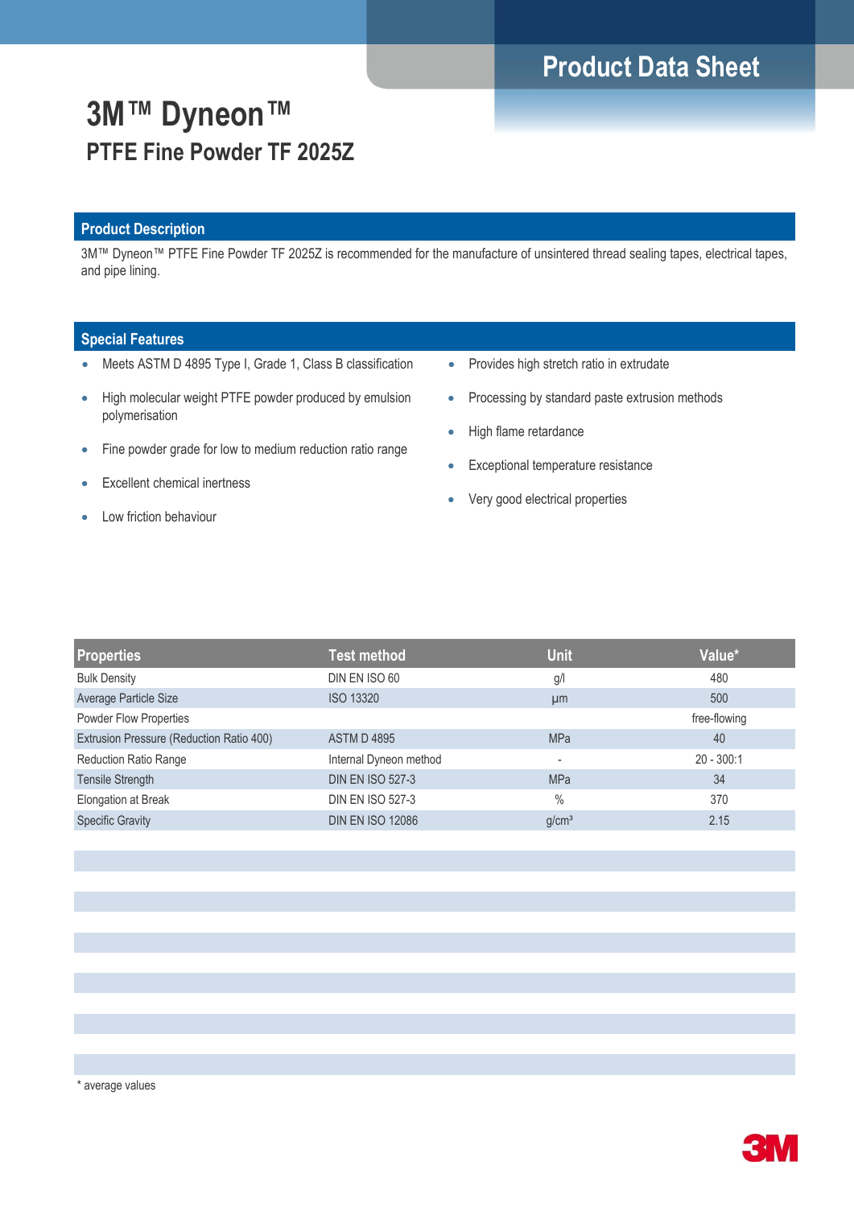Product Data Sheet

# 3M™ Dyneon™

## PTFE Fine Powder TF 2025Z

### Product Description

3M™ Dyneon™ PTFE Fine Powder TF 2025Z is recommended for the manufacture of unsintered thread sealing tapes, electrical tapes, and pipe lining.

### Special Features

- Meets ASTM D 4895 Type I, Grade 1, Class B classification
- High molecular weight PTFE powder produced by emulsion polymerisation
- Fine powder grade for low to medium reduction ratio range
- Excellent chemical inertness
- Low friction behaviour
- Provides high stretch ratio in extrudate
- Processing by standard paste extrusion methods
- High flame retardance
- Exceptional temperature resistance
- Very good electrical properties

| Properties | Test method | Unit | Value* |
|---|---|---|---|
| Bulk Density | DIN EN ISO 60 | g/l | 480 |
| Average Particle Size | ISO 13320 | µm | 500 |
| Powder Flow Properties | | | free-flowing |
| Extrusion Pressure (Reduction Ratio 400) | ASTM D 4895 | MPa | 40 |
| Reduction Ratio Range | Internal Dyneon method | - | 20 - 300:1 |
| Tensile Strength | DIN EN ISO 527-3 | MPa | 34 |
| Elongation at Break | DIN EN ISO 527-3 | % | 370 |
| Specific Gravity | DIN EN ISO 12086 | g/cm³ | 2.15 |

* average values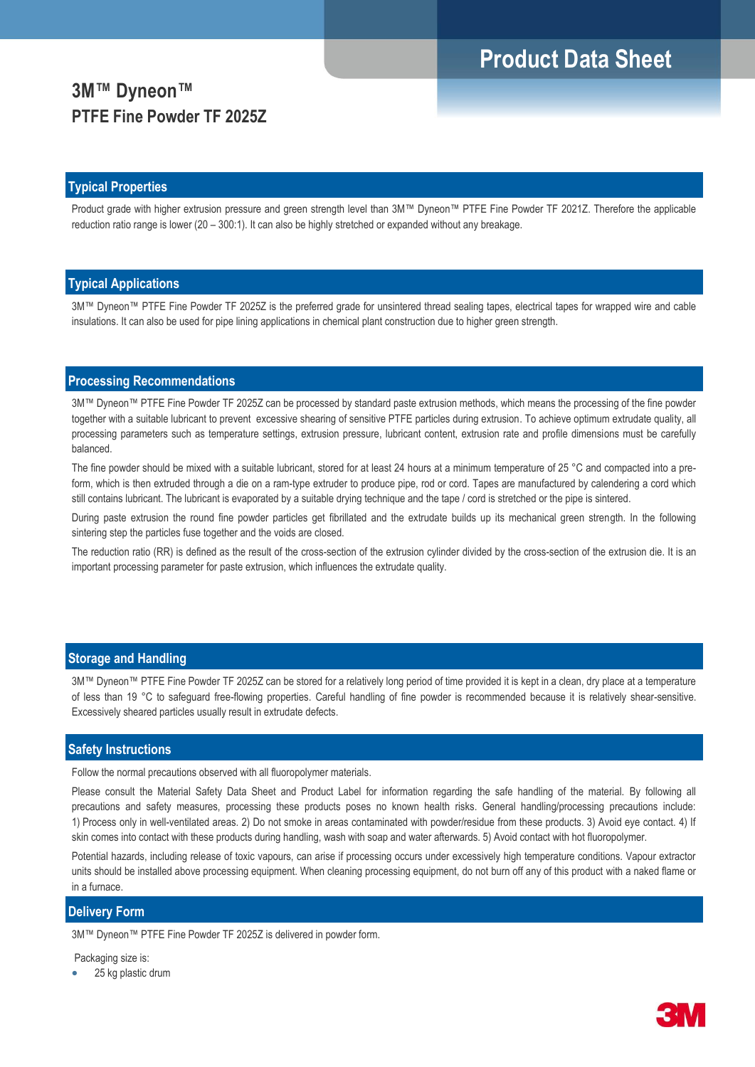# 3M™ Dyneon™
## PTFE Fine Powder TF 2025Z

Product Data Sheet

## Typical Properties

Product grade with higher extrusion pressure and green strength level than 3M™ Dyneon™ PTFE Fine Powder TF 2021Z. Therefore the applicable reduction ratio range is lower (20 – 300:1). It can also be highly stretched or expanded without any breakage.

## Typical Applications

3M™ Dyneon™ PTFE Fine Powder TF 2025Z is the preferred grade for unsintered thread sealing tapes, electrical tapes for wrapped wire and cable insulations. It can also be used for pipe lining applications in chemical plant construction due to higher green strength.

## Processing Recommendations

3M™ Dyneon™ PTFE Fine Powder TF 2025Z can be processed by standard paste extrusion methods, which means the processing of the fine powder together with a suitable lubricant to prevent excessive shearing of sensitive PTFE particles during extrusion. To achieve optimum extrudate quality, all processing parameters such as temperature settings, extrusion pressure, lubricant content, extrusion rate and profile dimensions must be carefully balanced.

The fine powder should be mixed with a suitable lubricant, stored for at least 24 hours at a minimum temperature of 25 °C and compacted into a pre-form, which is then extruded through a die on a ram-type extruder to produce pipe, rod or cord. Tapes are manufactured by calendering a cord which still contains lubricant. The lubricant is evaporated by a suitable drying technique and the tape / cord is stretched or the pipe is sintered.

During paste extrusion the round fine powder particles get fibrillated and the extrudate builds up its mechanical green strength. In the following sintering step the particles fuse together and the voids are closed.

The reduction ratio (RR) is defined as the result of the cross-section of the extrusion cylinder divided by the cross-section of the extrusion die. It is an important processing parameter for paste extrusion, which influences the extrudate quality.

## Storage and Handling

3M™ Dyneon™ PTFE Fine Powder TF 2025Z can be stored for a relatively long period of time provided it is kept in a clean, dry place at a temperature of less than 19 °C to safeguard free-flowing properties. Careful handling of fine powder is recommended because it is relatively shear-sensitive. Excessively sheared particles usually result in extrudate defects.

## Safety Instructions

Follow the normal precautions observed with all fluoropolymer materials.

Please consult the Material Safety Data Sheet and Product Label for information regarding the safe handling of the material. By following all precautions and safety measures, processing these products poses no known health risks. General handling/processing precautions include: 1) Process only in well-ventilated areas. 2) Do not smoke in areas contaminated with powder/residue from these products. 3) Avoid eye contact. 4) If skin comes into contact with these products during handling, wash with soap and water afterwards. 5) Avoid contact with hot fluoropolymer.

Potential hazards, including release of toxic vapours, can arise if processing occurs under excessively high temperature conditions. Vapour extractor units should be installed above processing equipment. When cleaning processing equipment, do not burn off any of this product with a naked flame or in a furnace.

## Delivery Form

3M™ Dyneon™ PTFE Fine Powder TF 2025Z is delivered in powder form.

Packaging size is:

- 25 kg plastic drum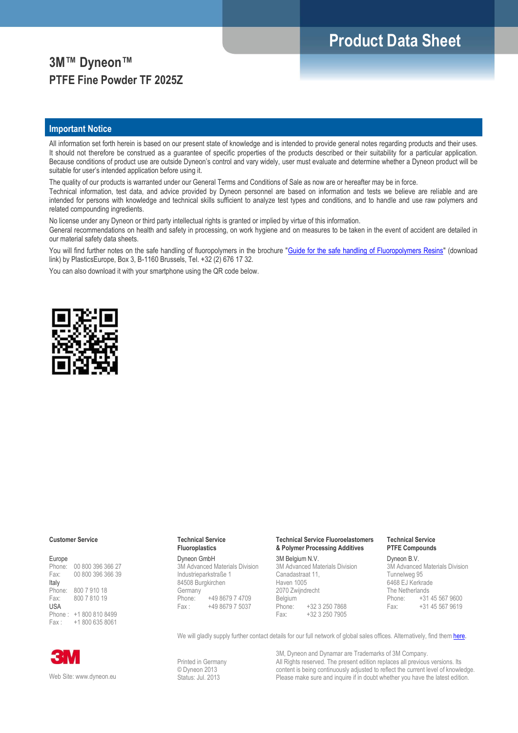# Product Data Sheet

## 3M™ Dyneon™
## PTFE Fine Powder TF 2025Z

### Important Notice

All information set forth herein is based on our present state of knowledge and is intended to provide general notes regarding products and their uses. It should not therefore be construed as a guarantee of specific properties of the products described or their suitability for a particular application. Because conditions of product use are outside Dyneon's control and vary widely, user must evaluate and determine whether a Dyneon product will be suitable for user's intended application before using it.

The quality of our products is warranted under our General Terms and Conditions of Sale as now are or hereafter may be in force.
Technical information, test data, and advice provided by Dyneon personnel are based on information and tests we believe are reliable and are intended for persons with knowledge and technical skills sufficient to analyze test types and conditions, and to handle and use raw polymers and related compounding ingredients.

No license under any Dyneon or third party intellectual rights is granted or implied by virtue of this information.
General recommendations on health and safety in processing, on work hygiene and on measures to be taken in the event of accident are detailed in our material safety data sheets.

You will find further notes on the safe handling of fluoropolymers in the brochure "Guide for the safe handling of Fluoropolymers Resins" (download link) by PlasticsEurope, Box 3, B-1160 Brussels, Tel. +32 (2) 676 17 32.

You can also download it with your smartphone using the QR code below.

**Customer Service**

Europe
Phone: 00 800 396 366 27
Fax: 00 800 396 366 39
Italy
Phone: 800 7 910 18
Fax: 800 7 810 19
USA
Phone : +1 800 810 8499
Fax : +1 800 635 8061

**Technical Service Fluoroplastics**

Dyneon GmbH
3M Advanced Materials Division
Industrieparkstraße 1
84508 Burgkirchen
Germany
Phone: +49 8679 7 4709
Fax : +49 8679 7 5037

**Technical Service Fluoroelastomers & Polymer Processing Additives**

3M Belgium N.V.
3M Advanced Materials Division
Canadastraat 11,
Haven 1005
2070 Zwijndrecht
Belgium
Phone: +32 3 250 7868
Fax: +32 3 250 7905

**Technical Service PTFE Compounds**

Dyneon B.V.
3M Advanced Materials Division
Tunnelweg 95
6468 EJ Kerkrade
The Netherlands
Phone: +31 45 567 9600
Fax: +31 45 567 9619

We will gladly supply further contact details for our full network of global sales offices. Alternatively, find them here.

3M

Web Site: www.dyneon.eu

Printed in Germany
© Dyneon 2013
Status: Jul. 2013

3M, Dyneon and Dynamar are Trademarks of 3M Company.
All Rights reserved. The present edition replaces all previous versions. Its content is being continuously adjusted to reflect the current level of knowledge. Please make sure and inquire if in doubt whether you have the latest edition.